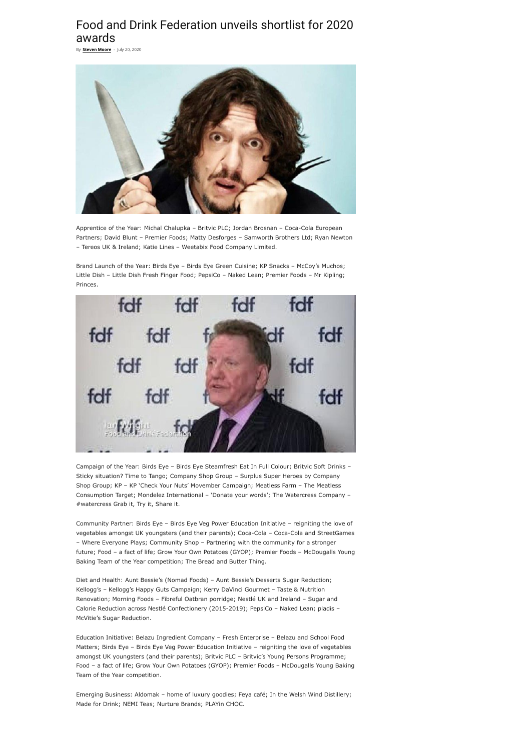# Food and Drink Federation unveils shortlist for 2020 awards

By **Steven Moore** - July 20, 2020

Apprentice of the Year: Michal Chalupka – Britvic PLC; Jordan Brosnan – Coca-Cola European Partners; David Blunt – Premier Foods; Matty Desforges – Samworth Brothers Ltd; Ryan Newton – Tereos UK & Ireland; Katie Lines – Weetabix Food Company Limited.

Brand Launch of the Year: Birds Eye – Birds Eye Green Cuisine; KP Snacks – McCoy's Muchos; Little Dish – Little Dish Fresh Finger Food; PepsiCo – Naked Lean; Premier Foods – Mr Kipling; Princes.

Campaign of the Year: Birds Eye – Birds Eye Steamfresh Eat In Full Colour; Britvic Soft Drinks – Sticky situation? Time to Tango; Company Shop Group – Surplus Super Heroes by Company Shop Group; KP – KP 'Check Your Nuts' Movember Campaign; Meatless Farm – The Meatless Consumption Target; Mondelez International – 'Donate your words'; The Watercress Company – #watercress Grab it, Try it, Share it.

Community Partner: Birds Eye – Birds Eye Veg Power Education Initiative – reigniting the love of vegetables amongst UK youngsters (and their parents); Coca-Cola – Coca-Cola and StreetGames – Where Everyone Plays; Community Shop – Partnering with the community for a stronger future; Food – a fact of life; Grow Your Own Potatoes (GYOP); Premier Foods – McDougalls Young Baking Team of the Year competition; The Bread and Butter Thing.

Diet and Health: Aunt Bessie's (Nomad Foods) – Aunt Bessie's Desserts Sugar Reduction; Kellogg's – Kellogg's Happy Guts Campaign; Kerry DaVinci Gourmet – Taste & Nutrition Renovation; Morning Foods – Fibreful Oatbran porridge; Nestlé UK and Ireland – Sugar and Calorie Reduction across Nestlé Confectionery (2015-2019); PepsiCo – Naked Lean; pladis – McVitie's Sugar Reduction.

Education Initiative: Belazu Ingredient Company – Fresh Enterprise – Belazu and School Food Matters; Birds Eye – Birds Eye Veg Power Education Initiative – reigniting the love of vegetables amongst UK youngsters (and their parents); Britvic PLC – Britvic's Young Persons Programme; Food – a fact of life; Grow Your Own Potatoes (GYOP); Premier Foods – McDougalls Young Baking Team of the Year competition.

Emerging Business: Aldomak – home of luxury goodies; Feya café; In the Welsh Wind Distillery; Made for Drink; NEMI Teas; Nurture Brands; PLAYin CHOC.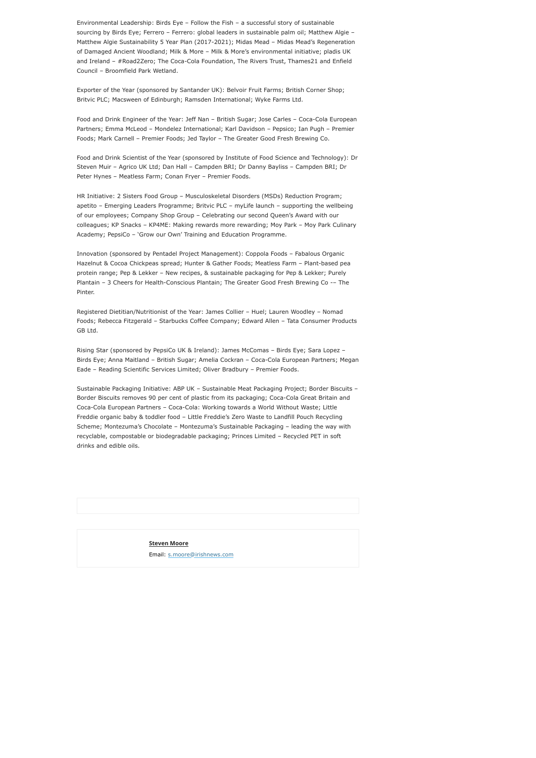Environmental Leadership: Birds Eye – Follow the Fish – a successful story of sustainable sourcing by Birds Eye; Ferrero – Ferrero: global leaders in sustainable palm oil; Matthew Algie – Matthew Algie Sustainability 5 Year Plan (2017-2021); Midas Mead – Midas Mead's Regeneration of Damaged Ancient Woodland; Milk & More – Milk & More's environmental initiative; pladis UK and Ireland – #Road2Zero; The Coca-Cola Foundation, The Rivers Trust, Thames21 and Enfield Council – Broomfield Park Wetland.

Exporter of the Year (sponsored by Santander UK): Belvoir Fruit Farms; British Corner Shop; Britvic PLC; Macsween of Edinburgh; Ramsden International; Wyke Farms Ltd.

Food and Drink Engineer of the Year: Jeff Nan – British Sugar; Jose Carles – Coca-Cola European Partners; Emma McLeod – Mondelez International; Karl Davidson – Pepsico; Ian Pugh – Premier Foods; Mark Carnell – Premier Foods; Jed Taylor – The Greater Good Fresh Brewing Co.

Food and Drink Scientist of the Year (sponsored by Institute of Food Science and Technology): Dr Steven Muir – Agrico UK Ltd; Dan Hall – Campden BRI; Dr Danny Bayliss – Campden BRI; Dr Peter Hynes – Meatless Farm; Conan Fryer – Premier Foods.

HR Initiative: 2 Sisters Food Group – Musculoskeletal Disorders (MSDs) Reduction Program; apetito – Emerging Leaders Programme; Britvic PLC – myLife launch – supporting the wellbeing of our employees; Company Shop Group – Celebrating our second Queen's Award with our colleagues; KP Snacks – KP4ME: Making rewards more rewarding; Moy Park – Moy Park Culinary Academy; PepsiCo – 'Grow our Own' Training and Education Programme.

Innovation (sponsored by Pentadel Project Management): Coppola Foods – Fabalous Organic Hazelnut & Cocoa Chickpeas spread; Hunter & Gather Foods; Meatless Farm – Plant-based pea protein range; Pep & Lekker – New recipes, & sustainable packaging for Pep & Lekker; Purely Plantain – 3 Cheers for Health-Conscious Plantain; The Greater Good Fresh Brewing Co -– The Pinter.

Registered Dietitian/Nutritionist of the Year: James Collier – Huel; Lauren Woodley – Nomad Foods; Rebecca Fitzgerald – Starbucks Coffee Company; Edward Allen – Tata Consumer Products GB Ltd.

Rising Star (sponsored by PepsiCo UK & Ireland): James McComas – Birds Eye; Sara Lopez – Birds Eye; Anna Maitland – British Sugar; Amelia Cockran – Coca-Cola European Partners; Megan Eade – Reading Scientific Services Limited; Oliver Bradbury – Premier Foods.

Sustainable Packaging Initiative: ABP UK – Sustainable Meat Packaging Project; Border Biscuits – Border Biscuits removes 90 per cent of plastic from its packaging; Coca-Cola Great Britain and Coca-Cola European Partners – Coca-Cola: Working towards a World Without Waste; Little Freddie organic baby & toddler food – Little Freddie's Zero Waste to Landfill Pouch Recycling Scheme; Montezuma's Chocolate – Montezuma's Sustainable Packaging – leading the way with recyclable, compostable or biodegradable packaging; Princes Limited – Recycled PET in soft drinks and edible oils.

**Steven Moore**

Email: s.moore@irishnews.com